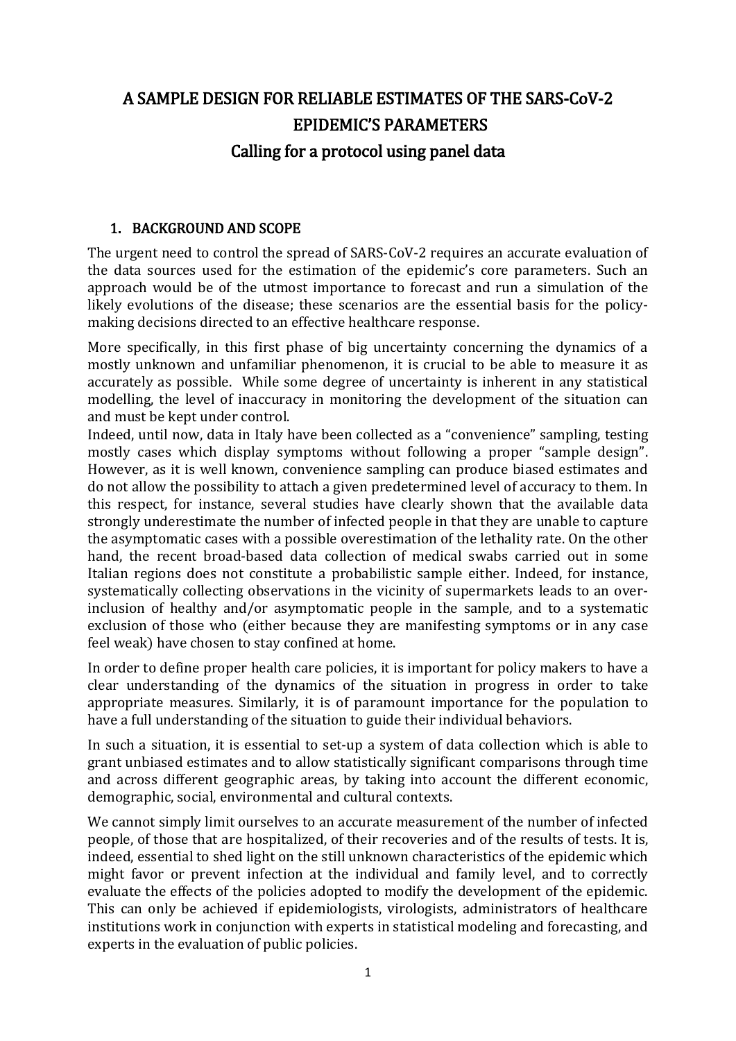# A SAMPLE DESIGN FOR RELIABLE ESTIMATES OF THE SARS-CoV-2 EPIDEMIC'S PARAMETERS

## Calling for a protocol using panel data

### 1. BACKGROUND AND SCOPE

The urgent need to control the spread of SARS-CoV-2 requires an accurate evaluation of the data sources used for the estimation of the epidemic's core parameters. Such an approach would be of the utmost importance to forecast and run a simulation of the likely evolutions of the disease; these scenarios are the essential basis for the policy-making decisions directed to an effective healthcare response.

More specifically, in this first phase of big uncertainty concerning the dynamics of a mostly unknown and unfamiliar phenomenon, it is crucial to be able to measure it as accurately as possible. While some degree of uncertainty is inherent in any statistical modelling, the level of inaccuracy in monitoring the development of the situation can and must be kept under control.

Indeed, until now, data in Italy have been collected as a "convenience" sampling, testing mostly cases which display symptoms without following a proper "sample design". However, as it is well known, convenience sampling can produce biased estimates and do not allow the possibility to attach a given predetermined level of accuracy to them. In this respect, for instance, several studies have clearly shown that the available data strongly underestimate the number of infected people in that they are unable to capture the asymptomatic cases with a possible overestimation of the lethality rate. On the other hand, the recent broad-based data collection of medical swabs carried out in some Italian regions does not constitute a probabilistic sample either. Indeed, for instance, systematically collecting observations in the vicinity of supermarkets leads to an over-inclusion of healthy and/or asymptomatic people in the sample, and to a systematic exclusion of those who (either because they are manifesting symptoms or in any case feel weak) have chosen to stay confined at home.

In order to define proper health care policies, it is important for policy makers to have a clear understanding of the dynamics of the situation in progress in order to take appropriate measures. Similarly, it is of paramount importance for the population to have a full understanding of the situation to guide their individual behaviors.

In such a situation, it is essential to set-up a system of data collection which is able to grant unbiased estimates and to allow statistically significant comparisons through time and across different geographic areas, by taking into account the different economic, demographic, social, environmental and cultural contexts.

We cannot simply limit ourselves to an accurate measurement of the number of infected people, of those that are hospitalized, of their recoveries and of the results of tests. It is, indeed, essential to shed light on the still unknown characteristics of the epidemic which might favor or prevent infection at the individual and family level, and to correctly evaluate the effects of the policies adopted to modify the development of the epidemic. This can only be achieved if epidemiologists, virologists, administrators of healthcare institutions work in conjunction with experts in statistical modeling and forecasting, and experts in the evaluation of public policies.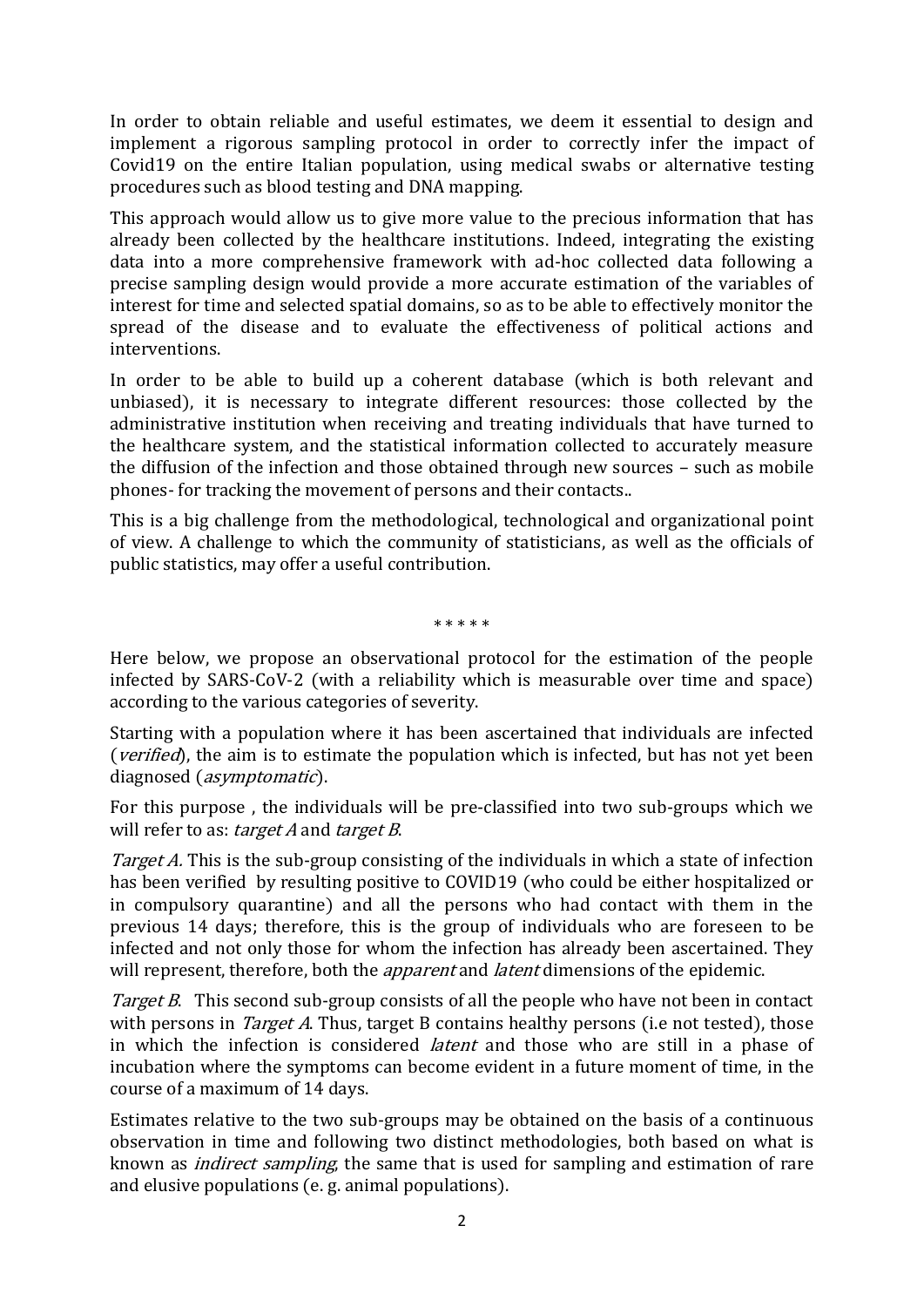In order to obtain reliable and useful estimates, we deem it essential to design and implement a rigorous sampling protocol in order to correctly infer the impact of Covid19 on the entire Italian population, using medical swabs or alternative testing procedures such as blood testing and DNA mapping.

This approach would allow us to give more value to the precious information that has already been collected by the healthcare institutions. Indeed, integrating the existing data into a more comprehensive framework with ad-hoc collected data following a precise sampling design would provide a more accurate estimation of the variables of interest for time and selected spatial domains, so as to be able to effectively monitor the spread of the disease and to evaluate the effectiveness of political actions and interventions.

In order to be able to build up a coherent database (which is both relevant and unbiased), it is necessary to integrate different resources: those collected by the administrative institution when receiving and treating individuals that have turned to the healthcare system, and the statistical information collected to accurately measure the diffusion of the infection and those obtained through new sources – such as mobile phones- for tracking the movement of persons and their contacts..

This is a big challenge from the methodological, technological and organizational point of view. A challenge to which the community of statisticians, as well as the officials of public statistics, may offer a useful contribution.

\* \* \* \* \*

Here below, we propose an observational protocol for the estimation of the people infected by SARS-CoV-2 (with a reliability which is measurable over time and space) according to the various categories of severity.

Starting with a population where it has been ascertained that individuals are infected (*verified*), the aim is to estimate the population which is infected, but has not yet been diagnosed (*asymptomatic*).

For this purpose , the individuals will be pre-classified into two sub-groups which we will refer to as: *target A* and *target B*.

*Target A.* This is the sub-group consisting of the individuals in which a state of infection has been verified by resulting positive to COVID19 (who could be either hospitalized or in compulsory quarantine) and all the persons who had contact with them in the previous 14 days; therefore, this is the group of individuals who are foreseen to be infected and not only those for whom the infection has already been ascertained. They will represent, therefore, both the *apparent* and *latent* dimensions of the epidemic.

*Target B*. This second sub-group consists of all the people who have not been in contact with persons in *Target A*. Thus, target B contains healthy persons (i.e not tested), those in which the infection is considered *latent* and those who are still in a phase of incubation where the symptoms can become evident in a future moment of time, in the course of a maximum of 14 days.

Estimates relative to the two sub-groups may be obtained on the basis of a continuous observation in time and following two distinct methodologies, both based on what is known as *indirect sampling*, the same that is used for sampling and estimation of rare and elusive populations (e. g. animal populations).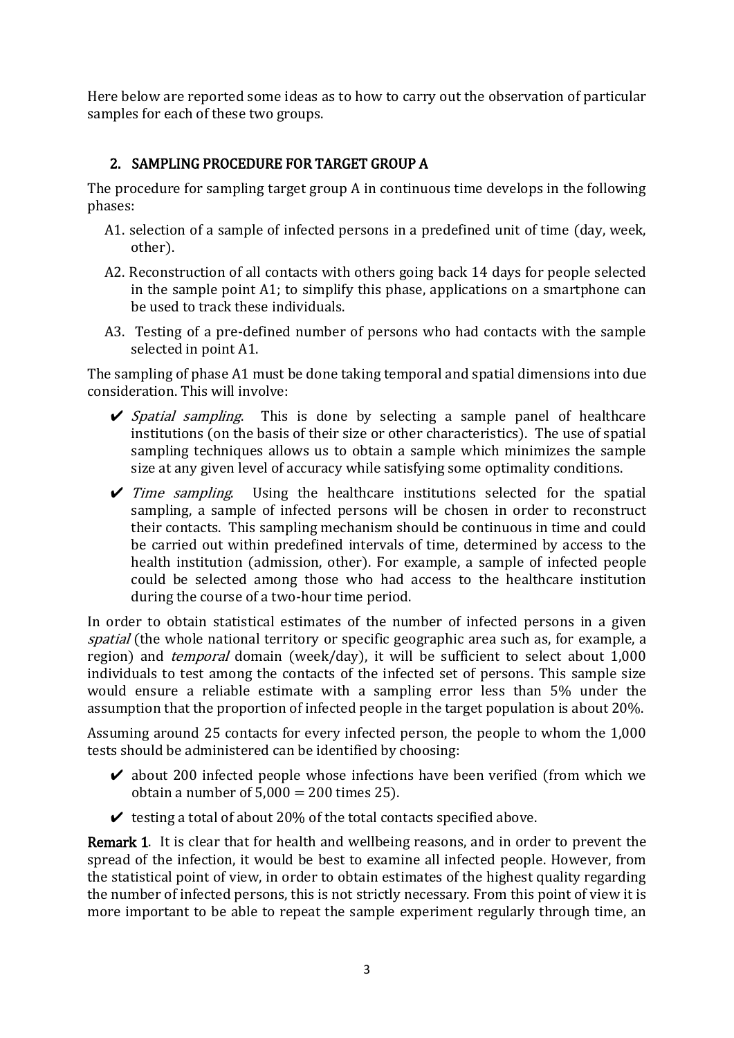Here below are reported some ideas as to how to carry out the observation of particular samples for each of these two groups.

## 2. SAMPLING PROCEDURE FOR TARGET GROUP A

The procedure for sampling target group A in continuous time develops in the following phases:

A1. selection of a sample of infected persons in a predefined unit of time (day, week, other).

A2. Reconstruction of all contacts with others going back 14 days for people selected in the sample point A1; to simplify this phase, applications on a smartphone can be used to track these individuals.

A3. Testing of a pre-defined number of persons who had contacts with the sample selected in point A1.

The sampling of phase A1 must be done taking temporal and spatial dimensions into due consideration. This will involve:

- ✔ *Spatial sampling*. This is done by selecting a sample panel of healthcare institutions (on the basis of their size or other characteristics). The use of spatial sampling techniques allows us to obtain a sample which minimizes the sample size at any given level of accuracy while satisfying some optimality conditions.
- ✔ *Time sampling*. Using the healthcare institutions selected for the spatial sampling, a sample of infected persons will be chosen in order to reconstruct their contacts. This sampling mechanism should be continuous in time and could be carried out within predefined intervals of time, determined by access to the health institution (admission, other). For example, a sample of infected people could be selected among those who had access to the healthcare institution during the course of a two-hour time period.

In order to obtain statistical estimates of the number of infected persons in a given *spatial* (the whole national territory or specific geographic area such as, for example, a region) and *temporal* domain (week/day), it will be sufficient to select about 1,000 individuals to test among the contacts of the infected set of persons. This sample size would ensure a reliable estimate with a sampling error less than 5% under the assumption that the proportion of infected people in the target population is about 20%.

Assuming around 25 contacts for every infected person, the people to whom the 1,000 tests should be administered can be identified by choosing:

- ✔ about 200 infected people whose infections have been verified (from which we obtain a number of 5,000 = 200 times 25).
- ✔ testing a total of about 20% of the total contacts specified above.

**Remark 1**. It is clear that for health and wellbeing reasons, and in order to prevent the spread of the infection, it would be best to examine all infected people. However, from the statistical point of view, in order to obtain estimates of the highest quality regarding the number of infected persons, this is not strictly necessary. From this point of view it is more important to be able to repeat the sample experiment regularly through time, an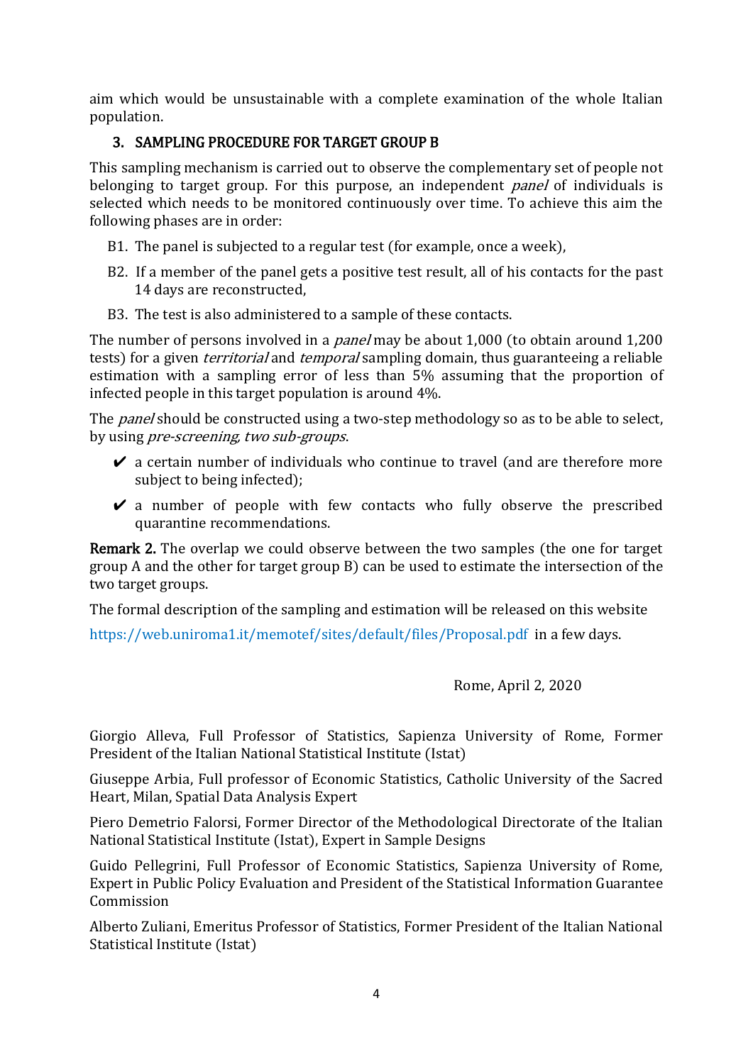aim which would be unsustainable with a complete examination of the whole Italian population.

## 3. SAMPLING PROCEDURE FOR TARGET GROUP B

This sampling mechanism is carried out to observe the complementary set of people not belonging to target group. For this purpose, an independent *panel* of individuals is selected which needs to be monitored continuously over time. To achieve this aim the following phases are in order:

- B1. The panel is subjected to a regular test (for example, once a week),
- B2. If a member of the panel gets a positive test result, all of his contacts for the past 14 days are reconstructed,
- B3. The test is also administered to a sample of these contacts.

The number of persons involved in a *panel* may be about 1,000 (to obtain around 1,200 tests) for a given *territorial* and *temporal* sampling domain, thus guaranteeing a reliable estimation with a sampling error of less than 5% assuming that the proportion of infected people in this target population is around 4%.

The *panel* should be constructed using a two-step methodology so as to be able to select, by using *pre-screening, two sub-groups*.

- ✔ a certain number of individuals who continue to travel (and are therefore more subject to being infected);
- ✔ a number of people with few contacts who fully observe the prescribed quarantine recommendations.

**Remark 2.** The overlap we could observe between the two samples (the one for target group A and the other for target group B) can be used to estimate the intersection of the two target groups.

The formal description of the sampling and estimation will be released on this website

https://web.uniroma1.it/memotef/sites/default/files/Proposal.pdf in a few days.

Rome, April 2, 2020

Giorgio Alleva, Full Professor of Statistics, Sapienza University of Rome, Former President of the Italian National Statistical Institute (Istat)

Giuseppe Arbia, Full professor of Economic Statistics, Catholic University of the Sacred Heart, Milan, Spatial Data Analysis Expert

Piero Demetrio Falorsi, Former Director of the Methodological Directorate of the Italian National Statistical Institute (Istat), Expert in Sample Designs

Guido Pellegrini, Full Professor of Economic Statistics, Sapienza University of Rome, Expert in Public Policy Evaluation and President of the Statistical Information Guarantee Commission

Alberto Zuliani, Emeritus Professor of Statistics, Former President of the Italian National Statistical Institute (Istat)